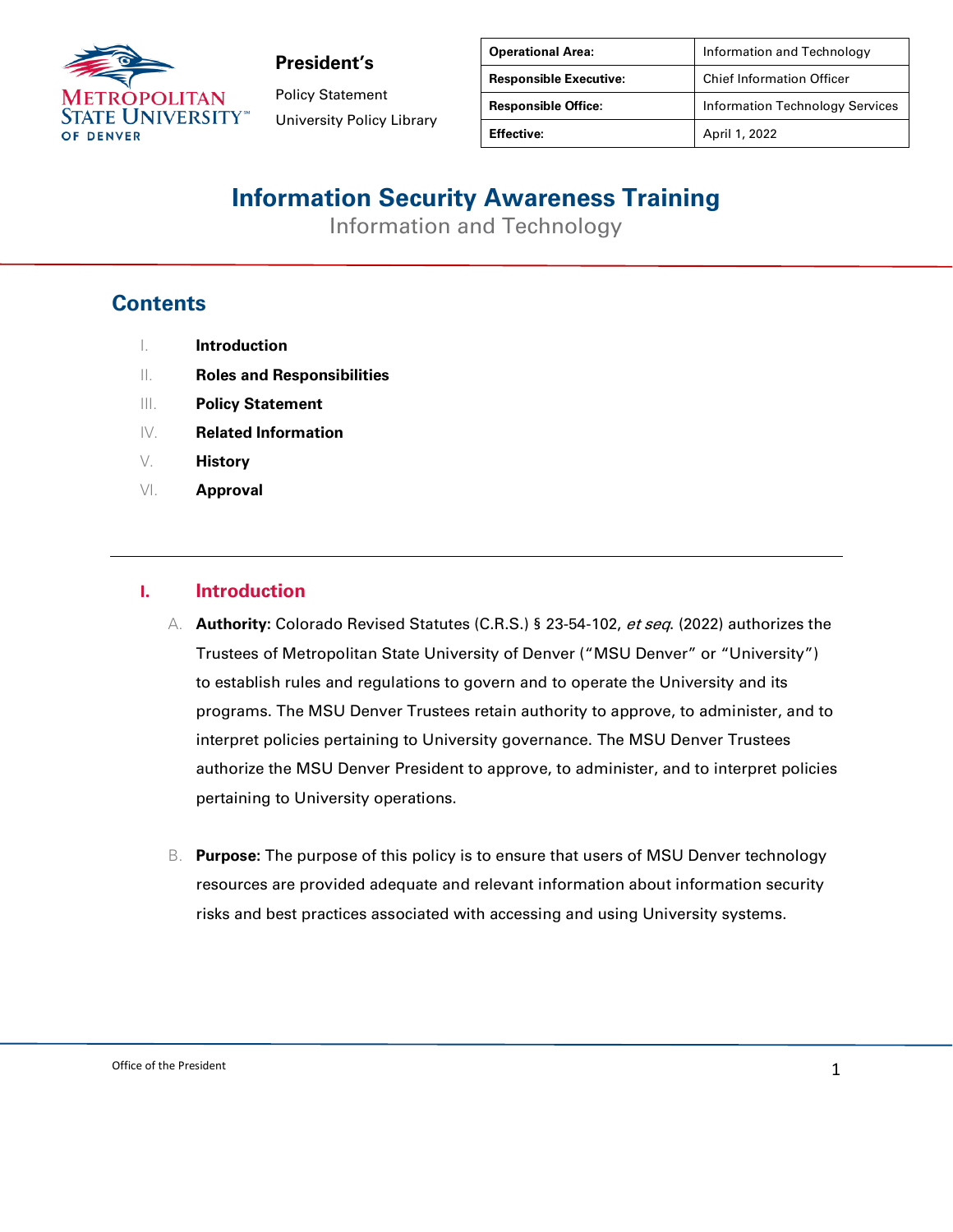**President's**

Policy Statement

University Policy Library

| **Operational Area:** | Information and Technology |
|---|---|
| **Responsible Executive:** | Chief Information Officer |
| **Responsible Office:** | Information Technology Services |
| **Effective:** | April 1, 2022 |

# Information Security Awareness Training

Information and Technology

## Contents

I. **Introduction**

II. **Roles and Responsibilities**

III. **Policy Statement**

IV. **Related Information**

V. **History**

VI. **Approval**

---

## I. Introduction

A. **Authority:** Colorado Revised Statutes (C.R.S.) § 23-54-102, *et seq*. (2022) authorizes the Trustees of Metropolitan State University of Denver ("MSU Denver" or "University") to establish rules and regulations to govern and to operate the University and its programs. The MSU Denver Trustees retain authority to approve, to administer, and to interpret policies pertaining to University governance. The MSU Denver Trustees authorize the MSU Denver President to approve, to administer, and to interpret policies pertaining to University operations.

B. **Purpose:** The purpose of this policy is to ensure that users of MSU Denver technology resources are provided adequate and relevant information about information security risks and best practices associated with accessing and using University systems.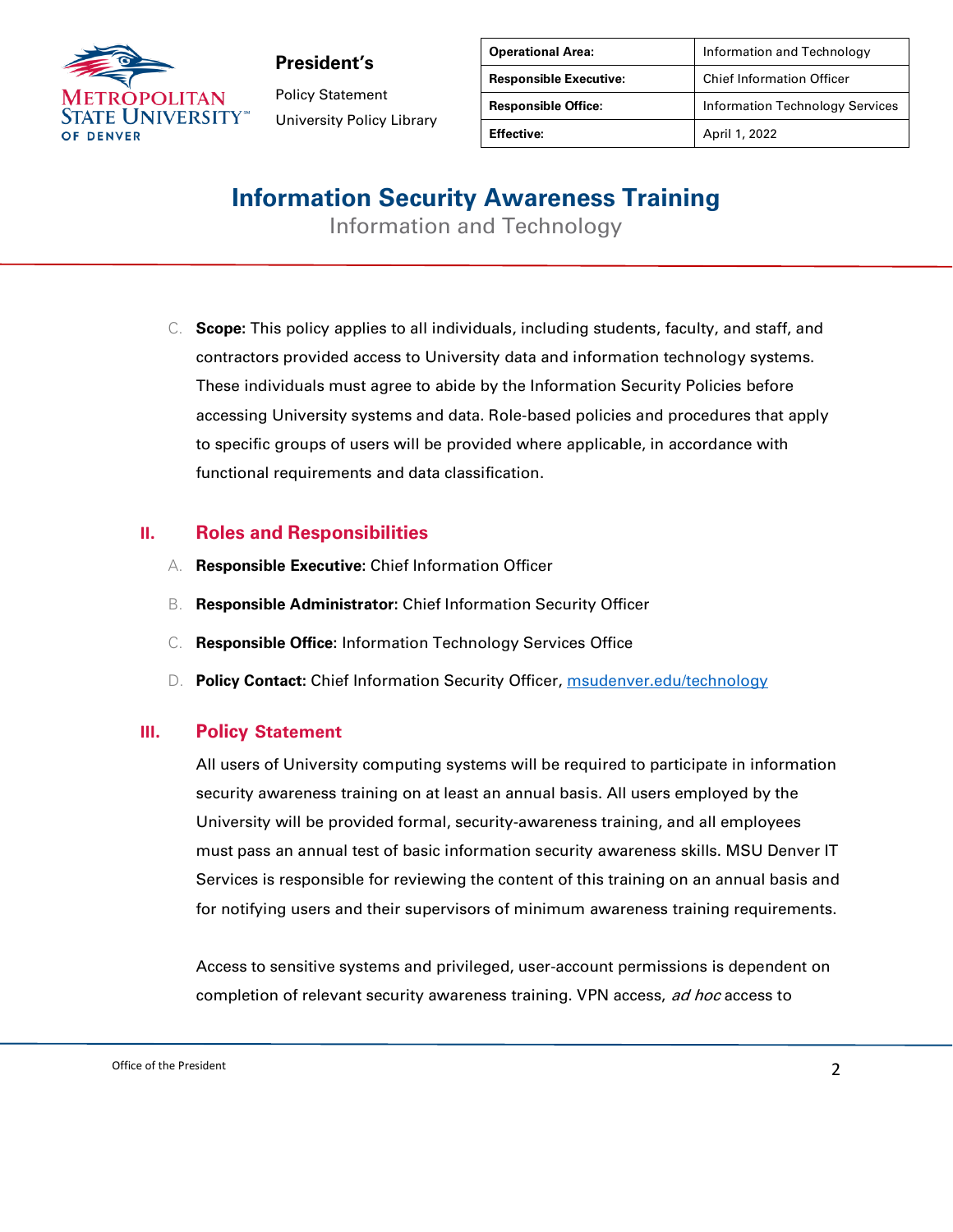C. **Scope:** This policy applies to all individuals, including students, faculty, and staff, and contractors provided access to University data and information technology systems. These individuals must agree to abide by the Information Security Policies before accessing University systems and data. Role-based policies and procedures that apply to specific groups of users will be provided where applicable, in accordance with functional requirements and data classification.

## II. Roles and Responsibilities

A. **Responsible Executive**: Chief Information Officer

B. **Responsible Administrator**: Chief Information Security Officer

C. **Responsible Office**: Information Technology Services Office

D. **Policy Contact:** Chief Information Security Officer, msudenver.edu/technology

## III. Policy Statement

All users of University computing systems will be required to participate in information security awareness training on at least an annual basis. All users employed by the University will be provided formal, security-awareness training, and all employees must pass an annual test of basic information security awareness skills. MSU Denver IT Services is responsible for reviewing the content of this training on an annual basis and for notifying users and their supervisors of minimum awareness training requirements.

Access to sensitive systems and privileged, user-account permissions is dependent on completion of relevant security awareness training. VPN access, *ad hoc* access to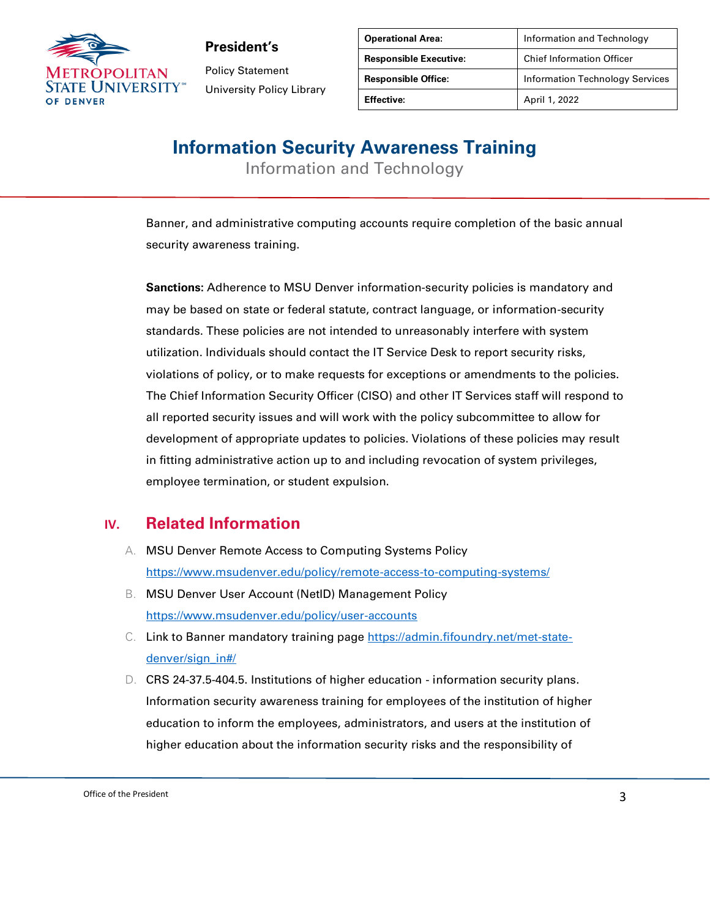Banner, and administrative computing accounts require completion of the basic annual security awareness training.

**Sanctions:** Adherence to MSU Denver information-security policies is mandatory and may be based on state or federal statute, contract language, or information-security standards. These policies are not intended to unreasonably interfere with system utilization. Individuals should contact the IT Service Desk to report security risks, violations of policy, or to make requests for exceptions or amendments to the policies. The Chief Information Security Officer (CISO) and other IT Services staff will respond to all reported security issues and will work with the policy subcommittee to allow for development of appropriate updates to policies. Violations of these policies may result in fitting administrative action up to and including revocation of system privileges, employee termination, or student expulsion.

## IV. Related Information

A. MSU Denver Remote Access to Computing Systems Policy https://www.msudenver.edu/policy/remote-access-to-computing-systems/

B. MSU Denver User Account (NetID) Management Policy https://www.msudenver.edu/policy/user-accounts

C. Link to Banner mandatory training page https://admin.fifoundry.net/met-state-denver/sign_in#/

D. CRS 24-37.5-404.5. Institutions of higher education - information security plans. Information security awareness training for employees of the institution of higher education to inform the employees, administrators, and users at the institution of higher education about the information security risks and the responsibility of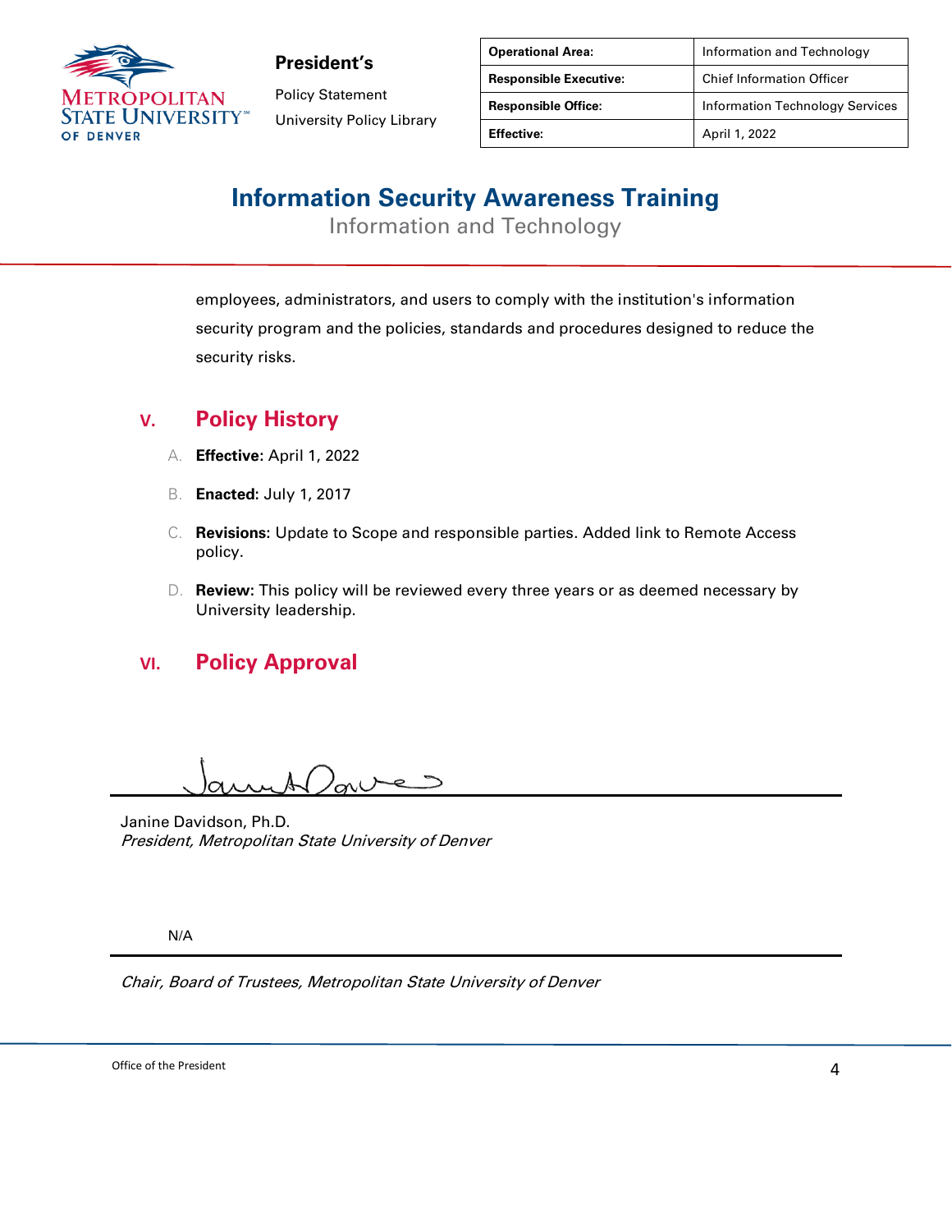| Operational Area: | Information and Technology |
|---|---|
| Responsible Executive: | Chief Information Officer |
| Responsible Office: | Information Technology Services |
| Effective: | April 1, 2022 |

employees, administrators, and users to comply with the institution's information security program and the policies, standards and procedures designed to reduce the security risks.

## V. Policy History

A. **Effective:** April 1, 2022

B. **Enacted:** July 1, 2017

C. **Revisions:** Update to Scope and responsible parties. Added link to Remote Access policy.

D. **Review:** This policy will be reviewed every three years or as deemed necessary by University leadership.

## VI. Policy Approval

Janine Davidson, Ph.D.
*President, Metropolitan State University of Denver*

N/A

*Chair, Board of Trustees, Metropolitan State University of Denver*